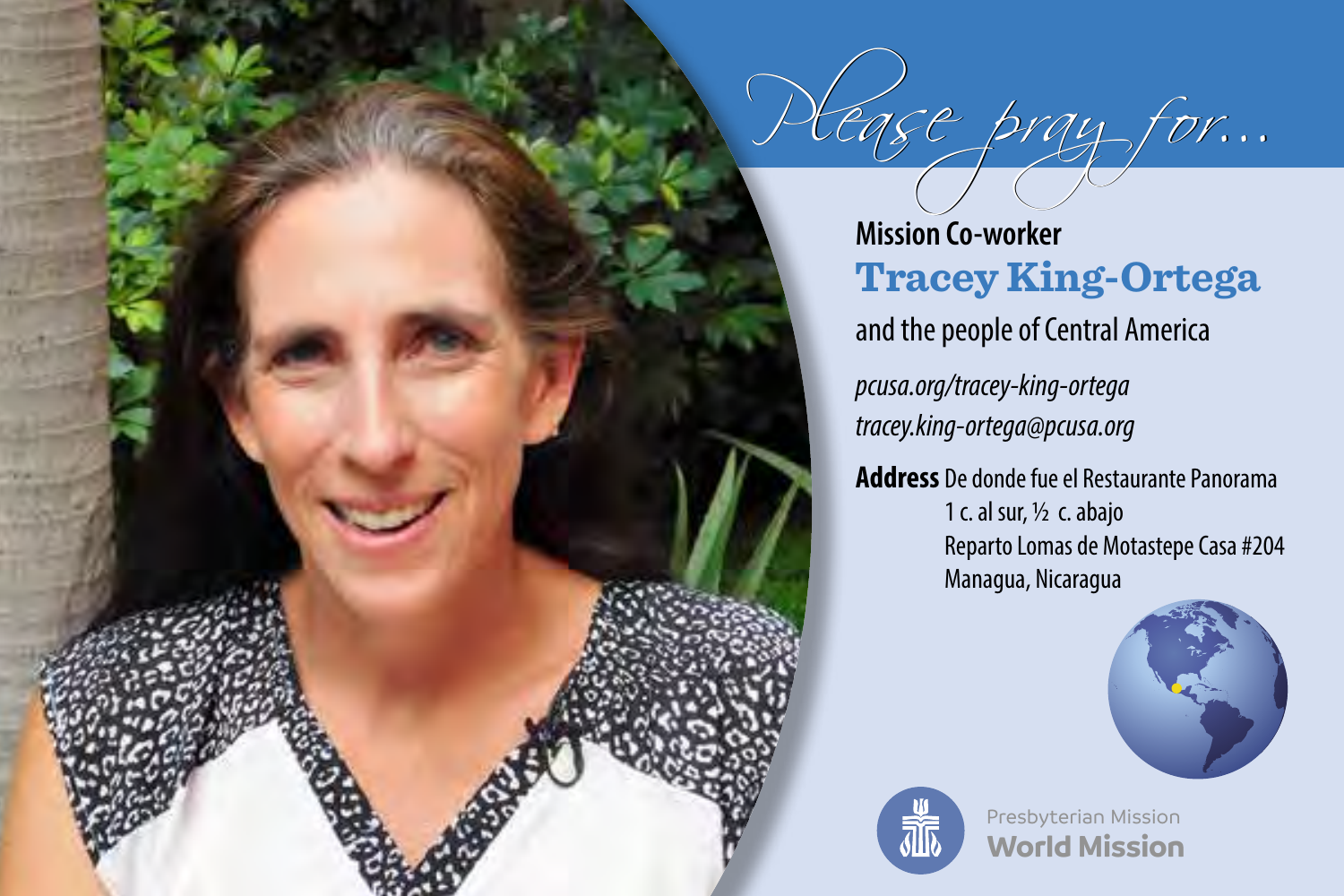*Please pray for...*

**Mission Co-worker**

## Tracey King-Ortega

and the people of Central America

*pcusa.org/tracey-king-ortega*
*tracey.king-ortega@pcusa.org*

**Address** De donde fue el Restaurante Panorama
1 c. al sur, ½ c. abajo
Reparto Lomas de Motastepe Casa #204
Managua, Nicaragua

Presbyterian Mission
**World Mission**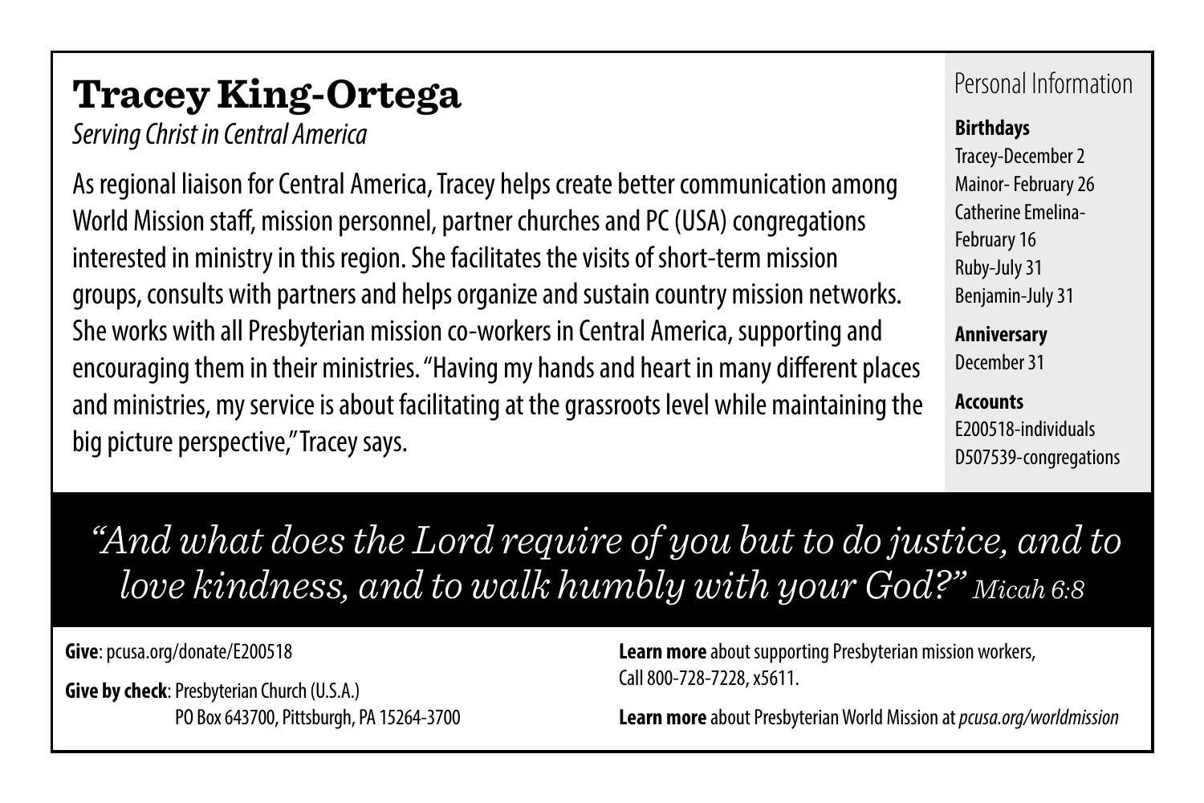# Tracey King-Ortega

*Serving Christ in Central America*

As regional liaison for Central America, Tracey helps create better communication among World Mission staff, mission personnel, partner churches and PC (USA) congregations interested in ministry in this region. She facilitates the visits of short-term mission groups, consults with partners and helps organize and sustain country mission networks. She works with all Presbyterian mission co-workers in Central America, supporting and encouraging them in their ministries. "Having my hands and heart in many different places and ministries, my service is about facilitating at the grassroots level while maintaining the big picture perspective," Tracey says.

## Personal Information

**Birthdays**
Tracey-December 2
Mainor- February 26
Catherine Emelina-February 16
Ruby-July 31
Benjamin-July 31

**Anniversary**
December 31

**Accounts**
E200518-individuals
D507539-congregations

*"And what does the Lord require of you but to do justice, and to love kindness, and to walk humbly with your God?" Micah 6:8*

**Give**: pcusa.org/donate/E200518

**Give by check**: Presbyterian Church (U.S.A.)
PO Box 643700, Pittsburgh, PA 15264-3700

**Learn more** about supporting Presbyterian mission workers, Call 800-728-7228, x5611.

**Learn more** about Presbyterian World Mission at *pcusa.org/worldmission*